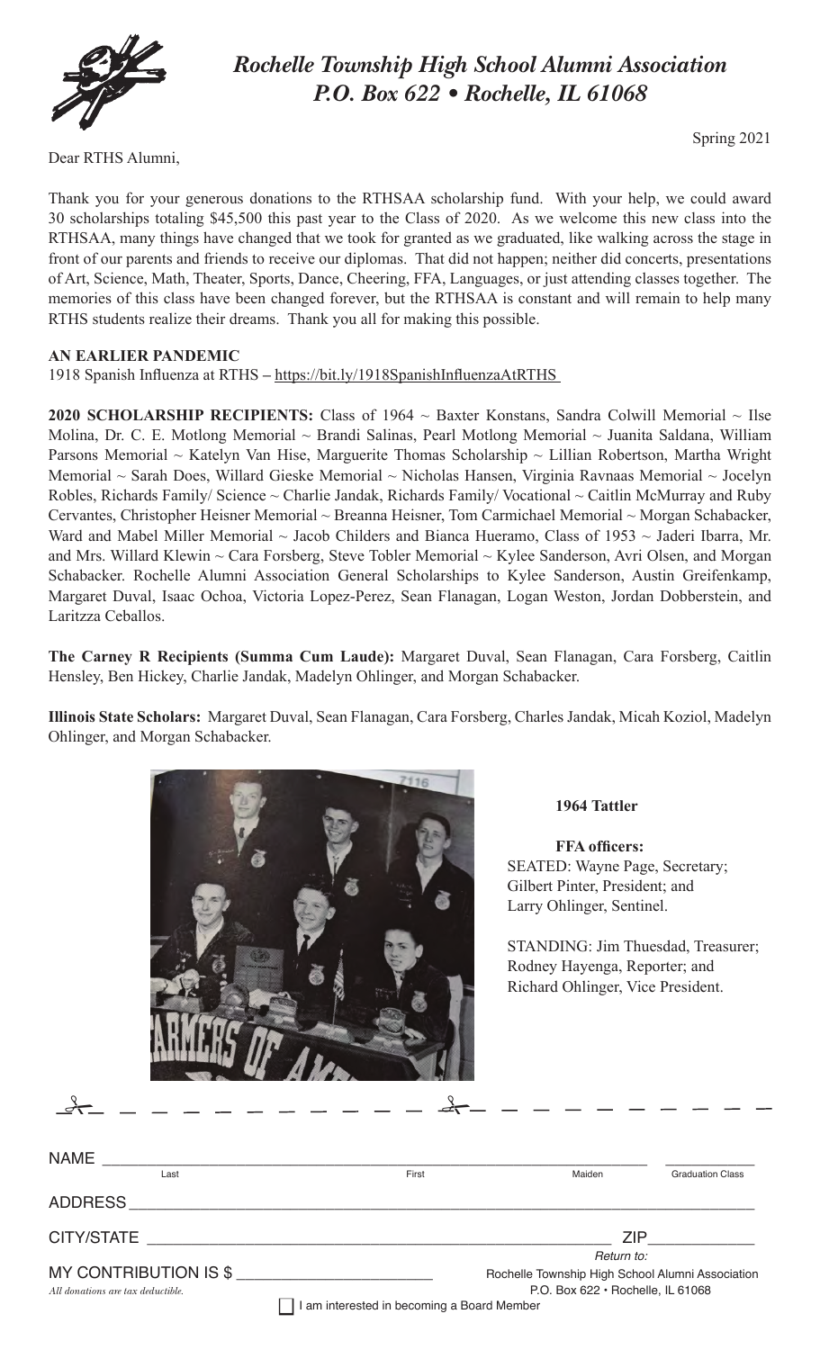# *Rochelle Township High School Alumni Association*
## *P.O. Box 622 • Rochelle, IL 61068*

Spring 2021

Dear RTHS Alumni,

Thank you for your generous donations to the RTHSAA scholarship fund. With your help, we could award 30 scholarships totaling $45,500 this past year to the Class of 2020. As we welcome this new class into the RTHSAA, many things have changed that we took for granted as we graduated, like walking across the stage in front of our parents and friends to receive our diplomas. That did not happen; neither did concerts, presentations of Art, Science, Math, Theater, Sports, Dance, Cheering, FFA, Languages, or just attending classes together. The memories of this class have been changed forever, but the RTHSAA is constant and will remain to help many RTHS students realize their dreams. Thank you all for making this possible.

**AN EARLIER PANDEMIC**

1918 Spanish Influenza at RTHS – https://bit.ly/1918SpanishInfluenzaAtRTHS

**2020 SCHOLARSHIP RECIPIENTS:** Class of 1964 ~ Baxter Konstans, Sandra Colwill Memorial ~ Ilse Molina, Dr. C. E. Motlong Memorial ~ Brandi Salinas, Pearl Motlong Memorial ~ Juanita Saldana, William Parsons Memorial ~ Katelyn Van Hise, Marguerite Thomas Scholarship ~ Lillian Robertson, Martha Wright Memorial ~ Sarah Does, Willard Gieske Memorial ~ Nicholas Hansen, Virginia Ravnaas Memorial ~ Jocelyn Robles, Richards Family/ Science ~ Charlie Jandak, Richards Family/ Vocational ~ Caitlin McMurray and Ruby Cervantes, Christopher Heisner Memorial ~ Breanna Heisner, Tom Carmichael Memorial ~ Morgan Schabacker, Ward and Mabel Miller Memorial ~ Jacob Childers and Bianca Hueramo, Class of 1953 ~ Jaderi Ibarra, Mr. and Mrs. Willard Klewin ~ Cara Forsberg, Steve Tobler Memorial ~ Kylee Sanderson, Avri Olsen, and Morgan Schabacker. Rochelle Alumni Association General Scholarships to Kylee Sanderson, Austin Greifenkamp, Margaret Duval, Isaac Ochoa, Victoria Lopez-Perez, Sean Flanagan, Logan Weston, Jordan Dobberstein, and Laritzza Ceballos.

**The Carney R Recipients (Summa Cum Laude):** Margaret Duval, Sean Flanagan, Cara Forsberg, Caitlin Hensley, Ben Hickey, Charlie Jandak, Madelyn Ohlinger, and Morgan Schabacker.

**Illinois State Scholars:** Margaret Duval, Sean Flanagan, Cara Forsberg, Charles Jandak, Micah Koziol, Madelyn Ohlinger, and Morgan Schabacker.

**1964 Tattler**

**FFA officers:**
SEATED: Wayne Page, Secretary; Gilbert Pinter, President; and Larry Ohlinger, Sentinel.

STANDING: Jim Thuesdad, Treasurer; Rodney Hayenga, Reporter; and Richard Ohlinger, Vice President.

---

NAME ______________________________________________ ____________
Last First Maiden Graduation Class

ADDRESS ______________________________________________

CITY/STATE ______________________________________ ZIP __________

MY CONTRIBUTION IS $ ____________________

*All donations are tax deductible.*

*Return to:*
Rochelle Township High School Alumni Association
P.O. Box 622 • Rochelle, IL 61068

☐ I am interested in becoming a Board Member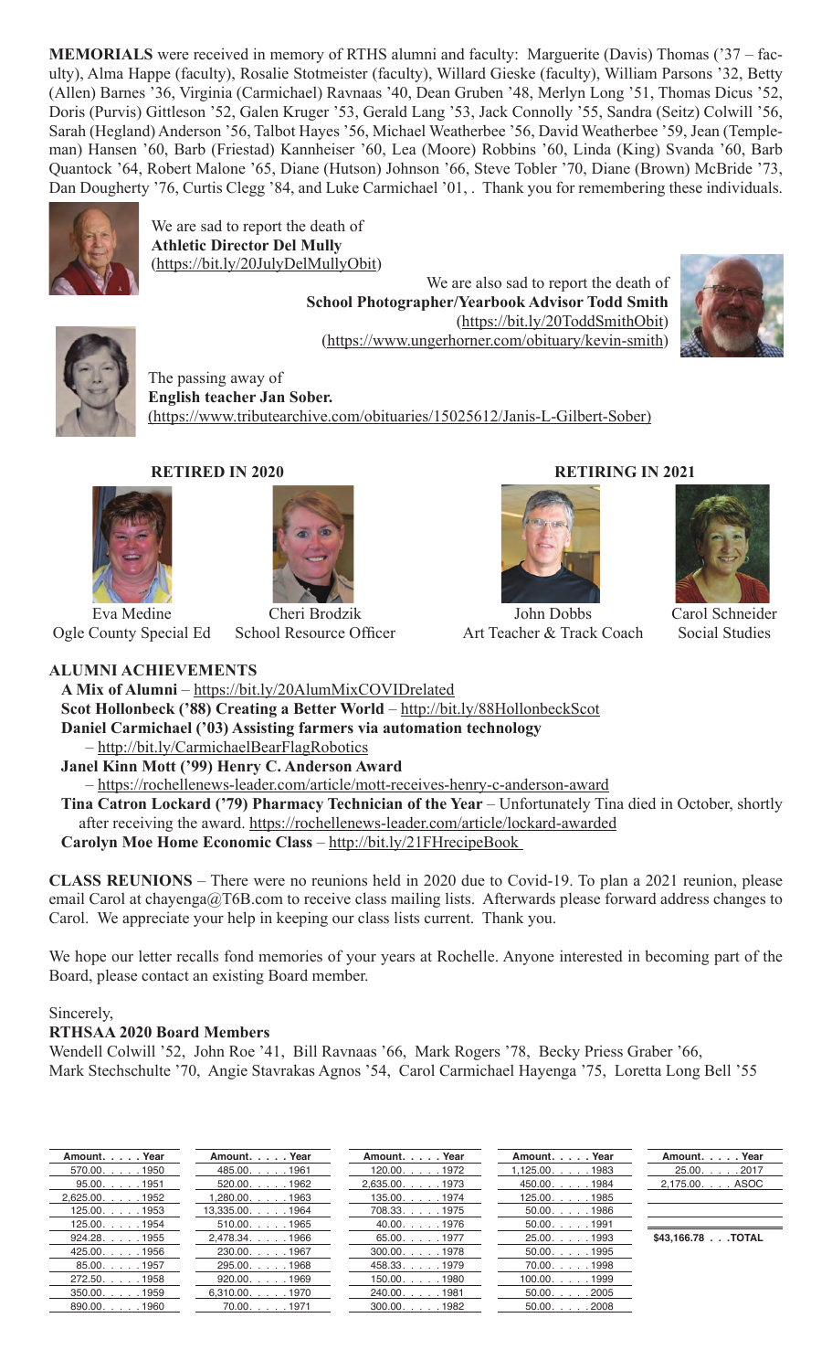**MEMORIALS** were received in memory of RTHS alumni and faculty: Marguerite (Davis) Thomas ('37 – faculty), Alma Happe (faculty), Rosalie Stotmeister (faculty), Willard Gieske (faculty), William Parsons '32, Betty (Allen) Barnes '36, Virginia (Carmichael) Ravnaas '40, Dean Gruben '48, Merlyn Long '51, Thomas Dicus '52, Doris (Purvis) Gittleson '52, Galen Kruger '53, Gerald Lang '53, Jack Connolly '55, Sandra (Seitz) Colwill '56, Sarah (Hegland) Anderson '56, Talbot Hayes '56, Michael Weatherbee '56, David Weatherbee '59, Jean (Templeman) Hansen '60, Barb (Friestad) Kannheiser '60, Lea (Moore) Robbins '60, Linda (King) Svanda '60, Barb Quantock '64, Robert Malone '65, Diane (Hutson) Johnson '66, Steve Tobler '70, Diane (Brown) McBride '73, Dan Dougherty '76, Curtis Clegg '84, and Luke Carmichael '01, . Thank you for remembering these individuals.

We are sad to report the death of
**Athletic Director Del Mully**
(https://bit.ly/20JulyDelMullyObit)

We are also sad to report the death of
**School Photographer/Yearbook Advisor Todd Smith**
(https://bit.ly/20ToddSmithObit)
(https://www.ungerhorner.com/obituary/kevin-smith)

The passing away of
**English teacher Jan Sober.**
(https://www.tributearchive.com/obituaries/15025612/Janis-L-Gilbert-Sober)

**RETIRED IN 2020**

Eva Medine
Ogle County Special Ed

Cheri Brodzik
School Resource Officer

**RETIRING IN 2021**

John Dobbs
Art Teacher & Track Coach

Carol Schneider
Social Studies

**ALUMNI ACHIEVEMENTS**

- **A Mix of Alumni** – https://bit.ly/20AlumMixCOVIDrelated
- **Scot Hollonbeck ('88) Creating a Better World** – http://bit.ly/88HollonbeckScot
- **Daniel Carmichael ('03) Assisting farmers via automation technology** – http://bit.ly/CarmichaelBearFlagRobotics
- **Janel Kinn Mott ('99) Henry C. Anderson Award** – https://rochellenews-leader.com/article/mott-receives-henry-c-anderson-award
- **Tina Catron Lockard ('79) Pharmacy Technician of the Year** – Unfortunately Tina died in October, shortly after receiving the award. https://rochellenews-leader.com/article/lockard-awarded
- **Carolyn Moe Home Economic Class** – http://bit.ly/21FHrecipeBook

**CLASS REUNIONS** – There were no reunions held in 2020 due to Covid-19. To plan a 2021 reunion, please email Carol at chayenga@T6B.com to receive class mailing lists. Afterwards please forward address changes to Carol. We appreciate your help in keeping our class lists current. Thank you.

We hope our letter recalls fond memories of your years at Rochelle. Anyone interested in becoming part of the Board, please contact an existing Board member.

Sincerely,

**RTHSAA 2020 Board Members**

Wendell Colwill '52, John Roe '41, Bill Ravnaas '66, Mark Rogers '78, Becky Priess Graber '66, Mark Stechschulte '70, Angie Stavrakas Agnos '54, Carol Carmichael Hayenga '75, Loretta Long Bell '55

| Amount | Year | Amount | Year | Amount | Year | Amount | Year | Amount | Year |
|---|---|---|---|---|---|---|---|---|---|
| 570.00 | 1950 | 485.00 | 1961 | 120.00 | 1972 | 1,125.00 | 1983 | 25.00 | 2017 |
| 95.00 | 1951 | 520.00 | 1962 | 2,635.00 | 1973 | 450.00 | 1984 | 2,175.00 | ASOC |
| 2,625.00 | 1952 | 1,280.00 | 1963 | 135.00 | 1974 | 125.00 | 1985 | | |
| 125.00 | 1953 | 13,335.00 | 1964 | 708.33 | 1975 | 50.00 | 1986 | | |
| 125.00 | 1954 | 510.00 | 1965 | 40.00 | 1976 | 50.00 | 1991 | | |
| 924.28 | 1955 | 2,478.34 | 1966 | 65.00 | 1977 | 25.00 | 1993 | $43,166.78 | TOTAL |
| 425.00 | 1956 | 230.00 | 1967 | 300.00 | 1978 | 50.00 | 1995 | | |
| 85.00 | 1957 | 295.00 | 1968 | 458.33 | 1979 | 70.00 | 1998 | | |
| 272.50 | 1958 | 920.00 | 1969 | 150.00 | 1980 | 100.00 | 1999 | | |
| 350.00 | 1959 | 6,310.00 | 1970 | 240.00 | 1981 | 50.00 | 2005 | | |
| 890.00 | 1960 | 70.00 | 1971 | 300.00 | 1982 | 50.00 | 2008 | | |